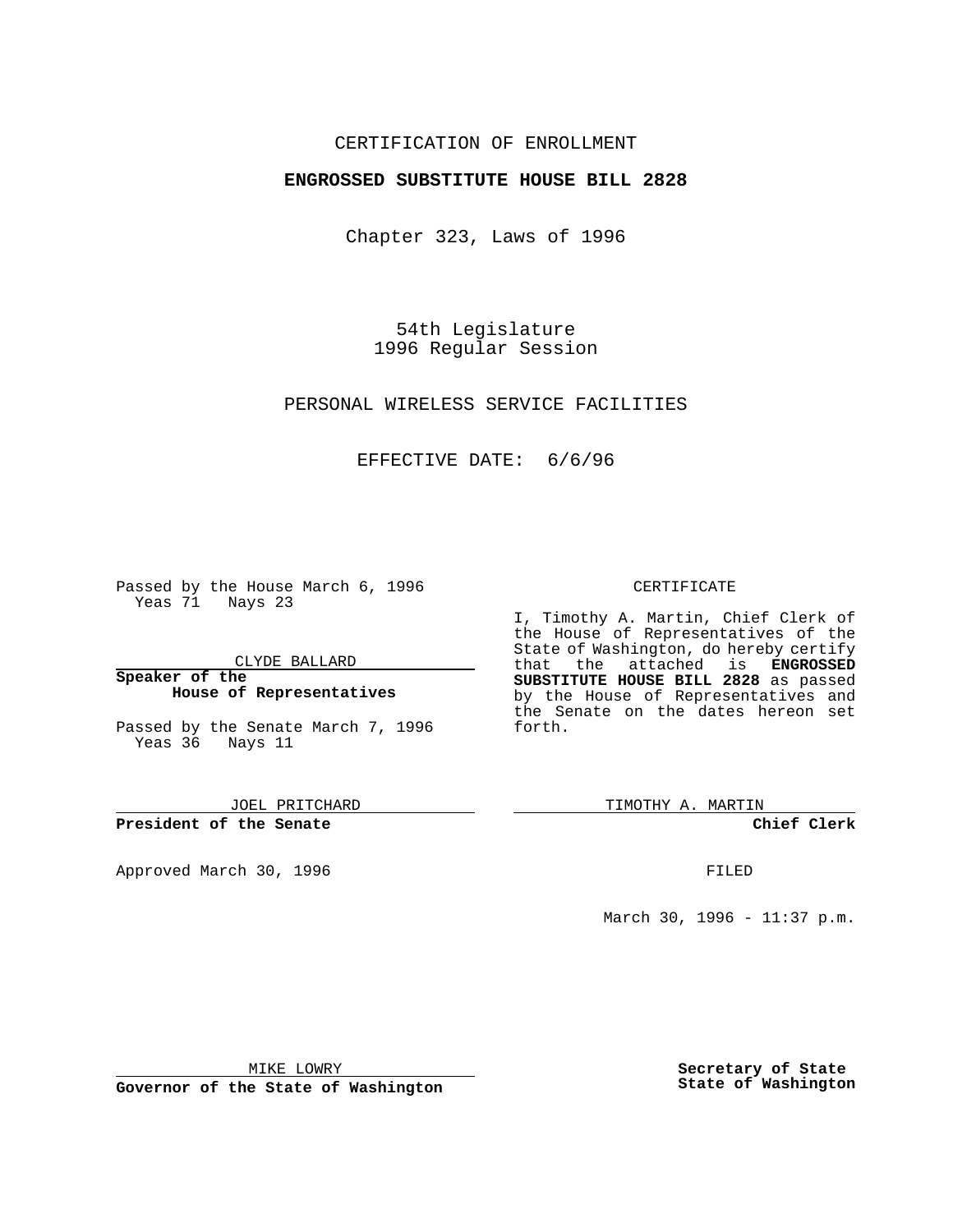CERTIFICATION OF ENROLLMENT

**ENGROSSED SUBSTITUTE HOUSE BILL 2828**

Chapter 323, Laws of 1996

54th Legislature
1996 Regular Session

PERSONAL WIRELESS SERVICE FACILITIES

EFFECTIVE DATE: 6/6/96

Passed by the House March 6, 1996
Yeas 71 Nays 23

CLYDE BALLARD

**Speaker of the House of Representatives**

Passed by the Senate March 7, 1996
Yeas 36 Nays 11

JOEL PRITCHARD

**President of the Senate**

Approved March 30, 1996

MIKE LOWRY

**Governor of the State of Washington**

CERTIFICATE

I, Timothy A. Martin, Chief Clerk of the House of Representatives of the State of Washington, do hereby certify that the attached is **ENGROSSED SUBSTITUTE HOUSE BILL 2828** as passed by the House of Representatives and the Senate on the dates hereon set forth.

TIMOTHY A. MARTIN

**Chief Clerk**

FILED

March 30, 1996 - 11:37 p.m.

**Secretary of State State of Washington**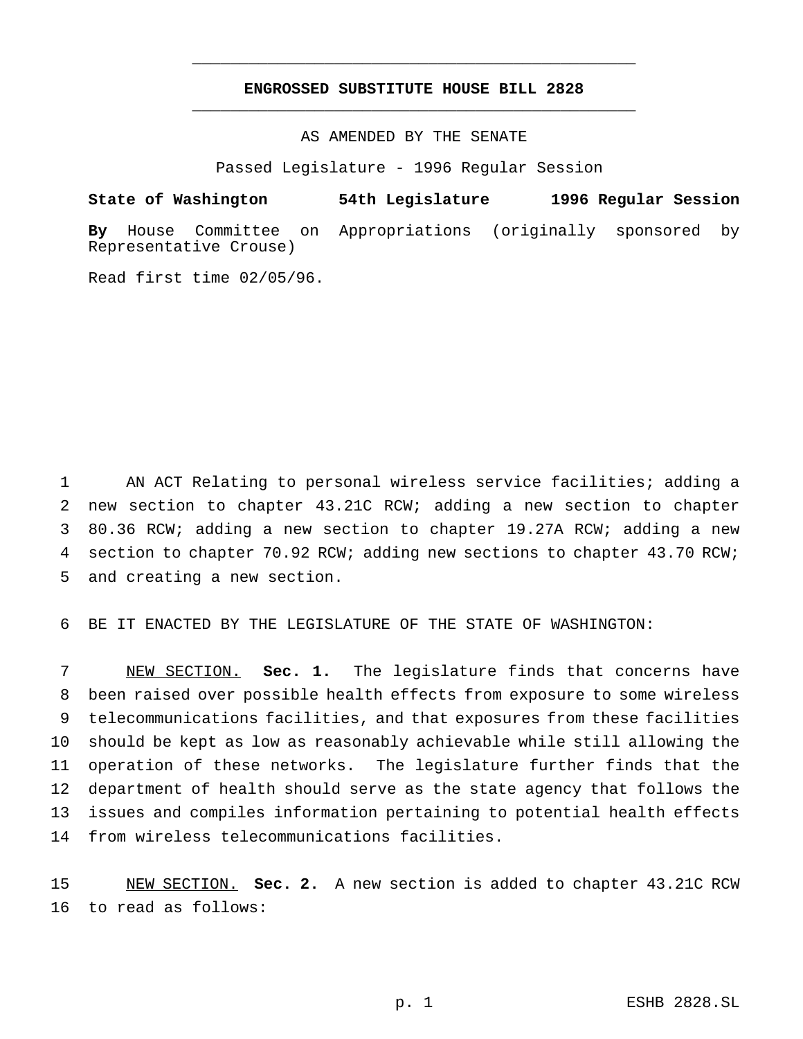# ENGROSSED SUBSTITUTE HOUSE BILL 2828

AS AMENDED BY THE SENATE

Passed Legislature - 1996 Regular Session

**State of Washington 54th Legislature 1996 Regular Session**

**By** House Committee on Appropriations (originally sponsored by Representative Crouse)

Read first time 02/05/96.

1 AN ACT Relating to personal wireless service facilities; adding a
2 new section to chapter 43.21C RCW; adding a new section to chapter
3 80.36 RCW; adding a new section to chapter 19.27A RCW; adding a new
4 section to chapter 70.92 RCW; adding new sections to chapter 43.70 RCW;
5 and creating a new section.

6 BE IT ENACTED BY THE LEGISLATURE OF THE STATE OF WASHINGTON:

7 NEW SECTION. **Sec. 1.** The legislature finds that concerns have
8 been raised over possible health effects from exposure to some wireless
9 telecommunications facilities, and that exposures from these facilities
10 should be kept as low as reasonably achievable while still allowing the
11 operation of these networks. The legislature further finds that the
12 department of health should serve as the state agency that follows the
13 issues and compiles information pertaining to potential health effects
14 from wireless telecommunications facilities.

15 NEW SECTION. **Sec. 2.** A new section is added to chapter 43.21C RCW
16 to read as follows: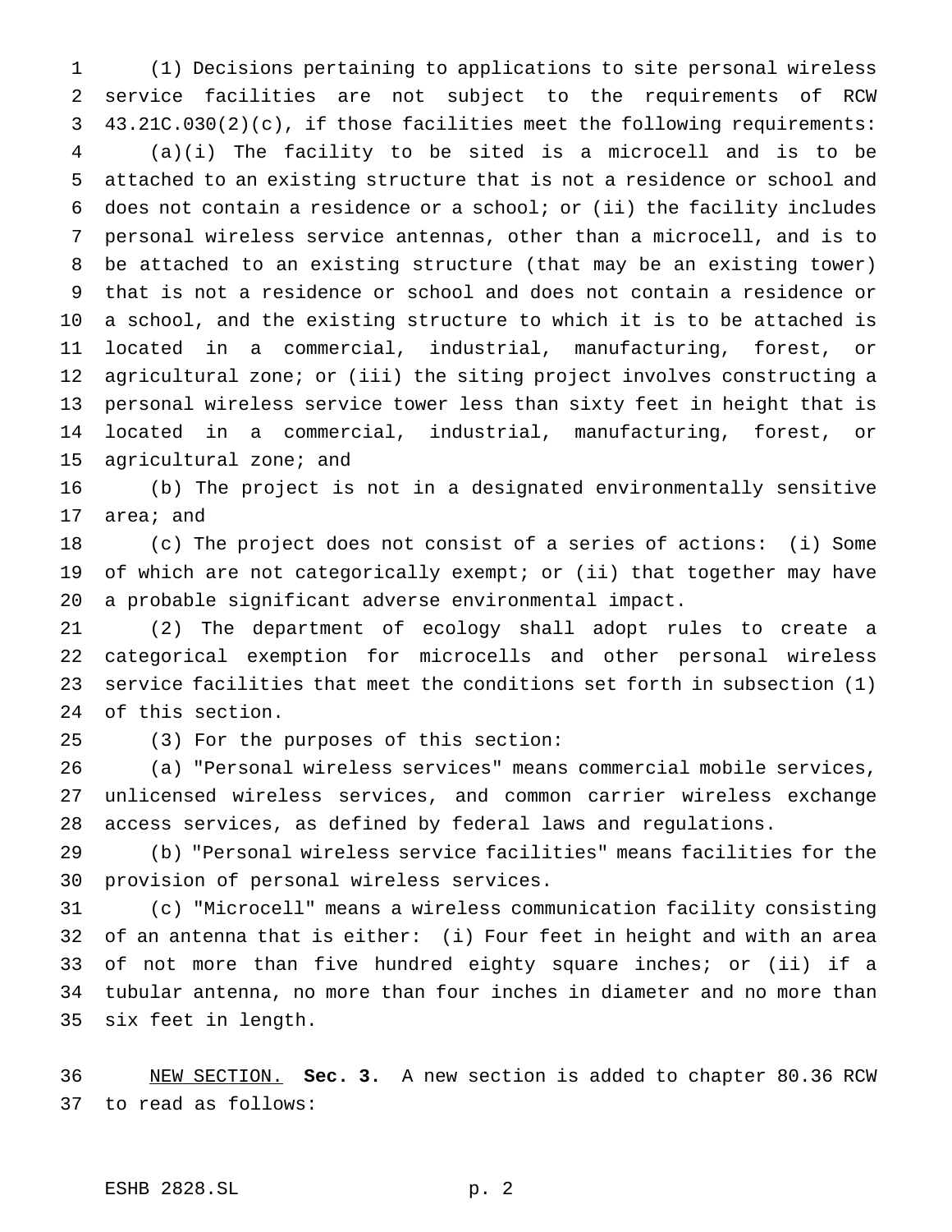(1) Decisions pertaining to applications to site personal wireless service facilities are not subject to the requirements of RCW 43.21C.030(2)(c), if those facilities meet the following requirements:

(a)(i) The facility to be sited is a microcell and is to be attached to an existing structure that is not a residence or school and does not contain a residence or a school; or (ii) the facility includes personal wireless service antennas, other than a microcell, and is to be attached to an existing structure (that may be an existing tower) that is not a residence or school and does not contain a residence or a school, and the existing structure to which it is to be attached is located in a commercial, industrial, manufacturing, forest, or agricultural zone; or (iii) the siting project involves constructing a personal wireless service tower less than sixty feet in height that is located in a commercial, industrial, manufacturing, forest, or agricultural zone; and

(b) The project is not in a designated environmentally sensitive area; and

(c) The project does not consist of a series of actions: (i) Some of which are not categorically exempt; or (ii) that together may have a probable significant adverse environmental impact.

(2) The department of ecology shall adopt rules to create a categorical exemption for microcells and other personal wireless service facilities that meet the conditions set forth in subsection (1) of this section.

(3) For the purposes of this section:

(a) "Personal wireless services" means commercial mobile services, unlicensed wireless services, and common carrier wireless exchange access services, as defined by federal laws and regulations.

(b) "Personal wireless service facilities" means facilities for the provision of personal wireless services.

(c) "Microcell" means a wireless communication facility consisting of an antenna that is either: (i) Four feet in height and with an area of not more than five hundred eighty square inches; or (ii) if a tubular antenna, no more than four inches in diameter and no more than six feet in length.

NEW SECTION. **Sec. 3.** A new section is added to chapter 80.36 RCW to read as follows: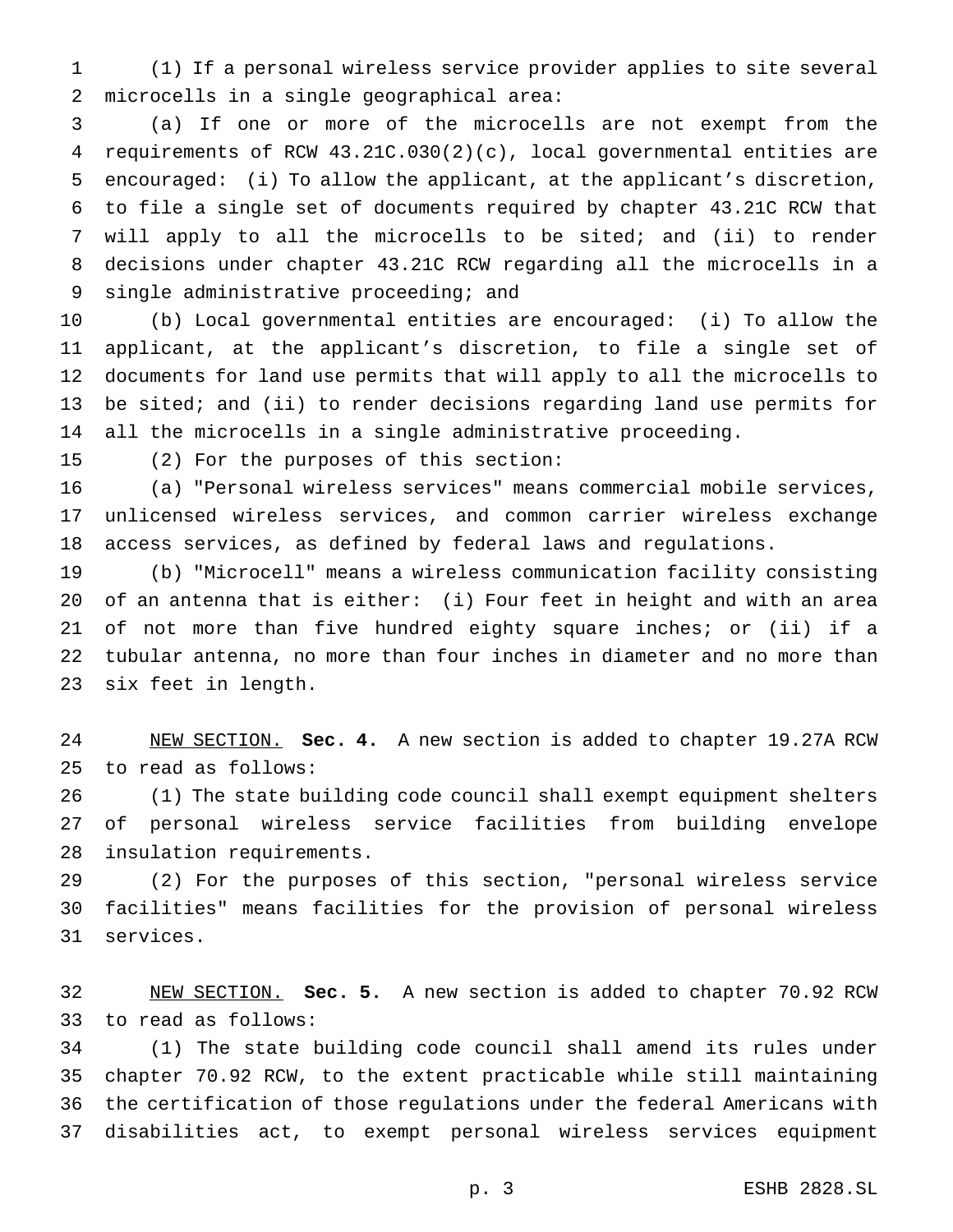(1) If a personal wireless service provider applies to site several microcells in a single geographical area:

(a) If one or more of the microcells are not exempt from the requirements of RCW 43.21C.030(2)(c), local governmental entities are encouraged: (i) To allow the applicant, at the applicant's discretion, to file a single set of documents required by chapter 43.21C RCW that will apply to all the microcells to be sited; and (ii) to render decisions under chapter 43.21C RCW regarding all the microcells in a single administrative proceeding; and

(b) Local governmental entities are encouraged: (i) To allow the applicant, at the applicant's discretion, to file a single set of documents for land use permits that will apply to all the microcells to be sited; and (ii) to render decisions regarding land use permits for all the microcells in a single administrative proceeding.

(2) For the purposes of this section:

(a) "Personal wireless services" means commercial mobile services, unlicensed wireless services, and common carrier wireless exchange access services, as defined by federal laws and regulations.

(b) "Microcell" means a wireless communication facility consisting of an antenna that is either: (i) Four feet in height and with an area of not more than five hundred eighty square inches; or (ii) if a tubular antenna, no more than four inches in diameter and no more than six feet in length.

NEW SECTION. **Sec. 4.** A new section is added to chapter 19.27A RCW to read as follows:

(1) The state building code council shall exempt equipment shelters of personal wireless service facilities from building envelope insulation requirements.

(2) For the purposes of this section, "personal wireless service facilities" means facilities for the provision of personal wireless services.

NEW SECTION. **Sec. 5.** A new section is added to chapter 70.92 RCW to read as follows:

(1) The state building code council shall amend its rules under chapter 70.92 RCW, to the extent practicable while still maintaining the certification of those regulations under the federal Americans with disabilities act, to exempt personal wireless services equipment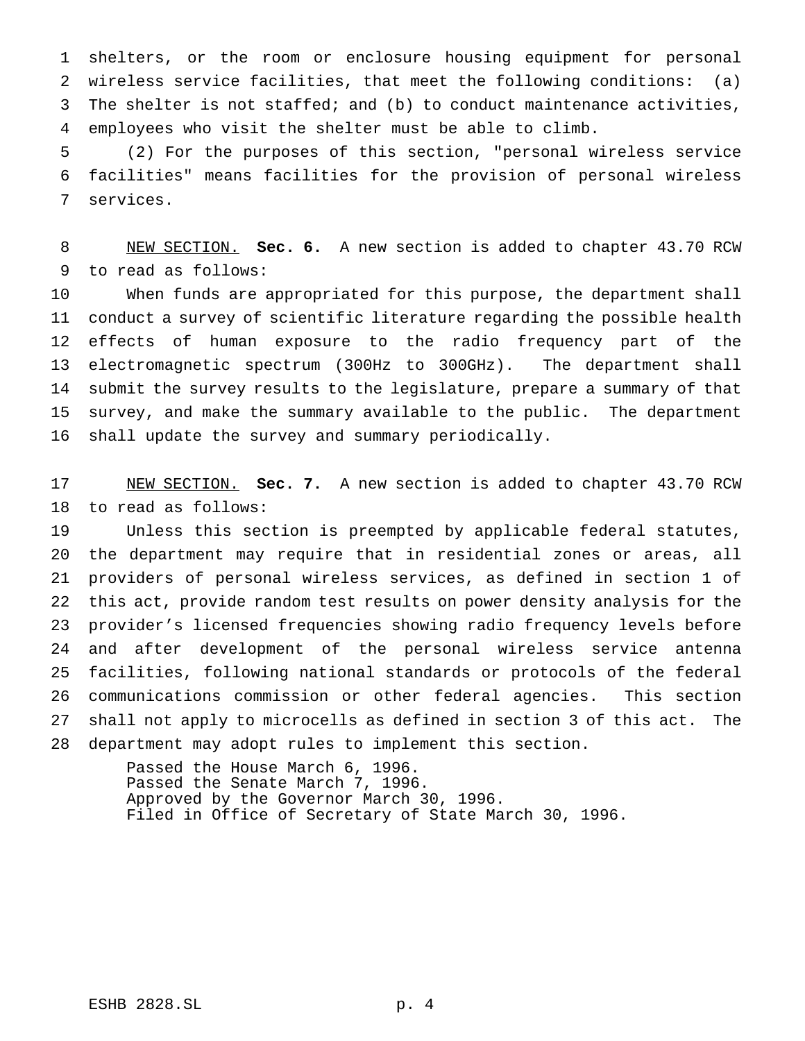shelters, or the room or enclosure housing equipment for personal wireless service facilities, that meet the following conditions: (a) The shelter is not staffed; and (b) to conduct maintenance activities, employees who visit the shelter must be able to climb.

(2) For the purposes of this section, "personal wireless service facilities" means facilities for the provision of personal wireless services.

NEW SECTION. **Sec. 6.** A new section is added to chapter 43.70 RCW to read as follows:

When funds are appropriated for this purpose, the department shall conduct a survey of scientific literature regarding the possible health effects of human exposure to the radio frequency part of the electromagnetic spectrum (300Hz to 300GHz). The department shall submit the survey results to the legislature, prepare a summary of that survey, and make the summary available to the public. The department shall update the survey and summary periodically.

NEW SECTION. **Sec. 7.** A new section is added to chapter 43.70 RCW to read as follows:

Unless this section is preempted by applicable federal statutes, the department may require that in residential zones or areas, all providers of personal wireless services, as defined in section 1 of this act, provide random test results on power density analysis for the provider's licensed frequencies showing radio frequency levels before and after development of the personal wireless service antenna facilities, following national standards or protocols of the federal communications commission or other federal agencies. This section shall not apply to microcells as defined in section 3 of this act. The department may adopt rules to implement this section.

Passed the House March 6, 1996.
Passed the Senate March 7, 1996.
Approved by the Governor March 30, 1996.
Filed in Office of Secretary of State March 30, 1996.